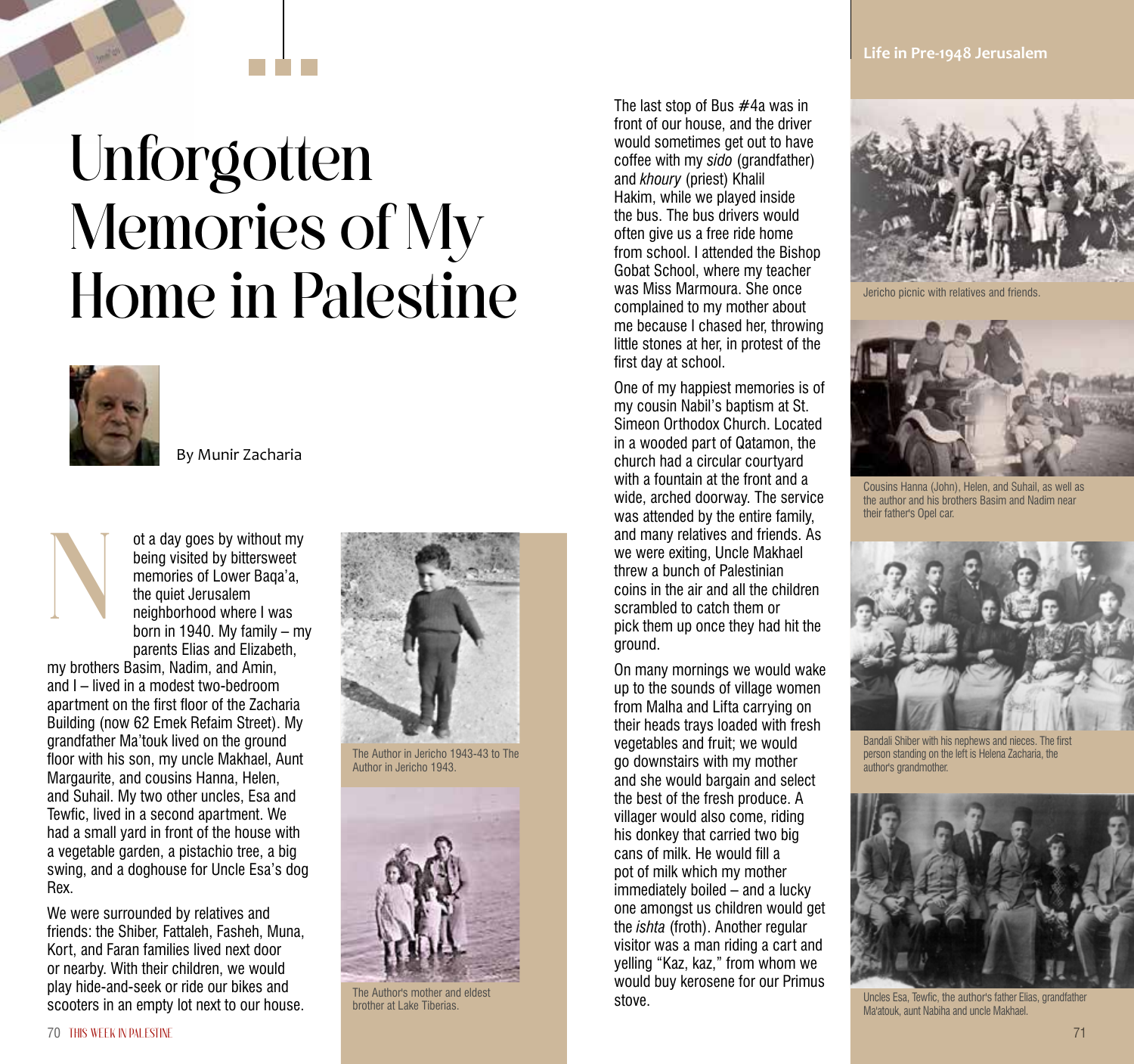# Unforgotten Memories of My Home in Palestine

By Munir Zacharia

Not a day goes by without my being visited by bittersweet memories of Lower Baqa'a, the quiet Jerusalem neighborhood where I was born in 1940. My family – my parents Elias and Elizabeth, my brothers Basim, Nadim, and Amin, and I – lived in a modest two-bedroom apartment on the first floor of the Zacharia Building (now 62 Emek Refaim Street). My grandfather Ma'touk lived on the ground floor with his son, my uncle Makhael, Aunt Margaurite, and cousins Hanna, Helen, and Suhail. My two other uncles, Esa and Tewfic, lived in a second apartment. We had a small yard in front of the house with a vegetable garden, a pistachio tree, a big swing, and a doghouse for Uncle Esa's dog Rex.

We were surrounded by relatives and friends: the Shiber, Fattaleh, Fasheh, Muna, Kort, and Faran families lived next door or nearby. With their children, we would play hide-and-seek or ride our bikes and scooters in an empty lot next to our house.

The Author in Jericho 1943-43 to The Author in Jericho 1943.

The Author's mother and eldest brother at Lake Tiberias.

The last stop of Bus #4a was in front of our house, and the driver would sometimes get out to have coffee with my *sido* (grandfather) and *khoury* (priest) Khalil Hakim, while we played inside the bus. The bus drivers would often give us a free ride home from school. I attended the Bishop Gobat School, where my teacher was Miss Marmoura. She once complained to my mother about me because I chased her, throwing little stones at her, in protest of the first day at school.

One of my happiest memories is of my cousin Nabil's baptism at St. Simeon Orthodox Church. Located in a wooded part of Qatamon, the church had a circular courtyard with a fountain at the front and a wide, arched doorway. The service was attended by the entire family, and many relatives and friends. As we were exiting, Uncle Makhael threw a bunch of Palestinian coins in the air and all the children scrambled to catch them or pick them up once they had hit the ground.

On many mornings we would wake up to the sounds of village women from Malha and Lifta carrying on their heads trays loaded with fresh vegetables and fruit; we would go downstairs with my mother and she would bargain and select the best of the fresh produce. A villager would also come, riding his donkey that carried two big cans of milk. He would fill a pot of milk which my mother immediately boiled – and a lucky one amongst us children would get the *ishta* (froth). Another regular visitor was a man riding a cart and yelling "Kaz, kaz," from whom we would buy kerosene for our Primus stove.

## Life in Pre-1948 Jerusalem

Jericho picnic with relatives and friends.

Cousins Hanna (John), Helen, and Suhail, as well as the author and his brothers Basim and Nadim near their father's Opel car.

Bandali Shiber with his nephews and nieces. The first person standing on the left is Helena Zacharia, the author's grandmother.

Uncles Esa, Tewfic, the author's father Elias, grandfather Ma'atouk, aunt Nabiha and uncle Makhael.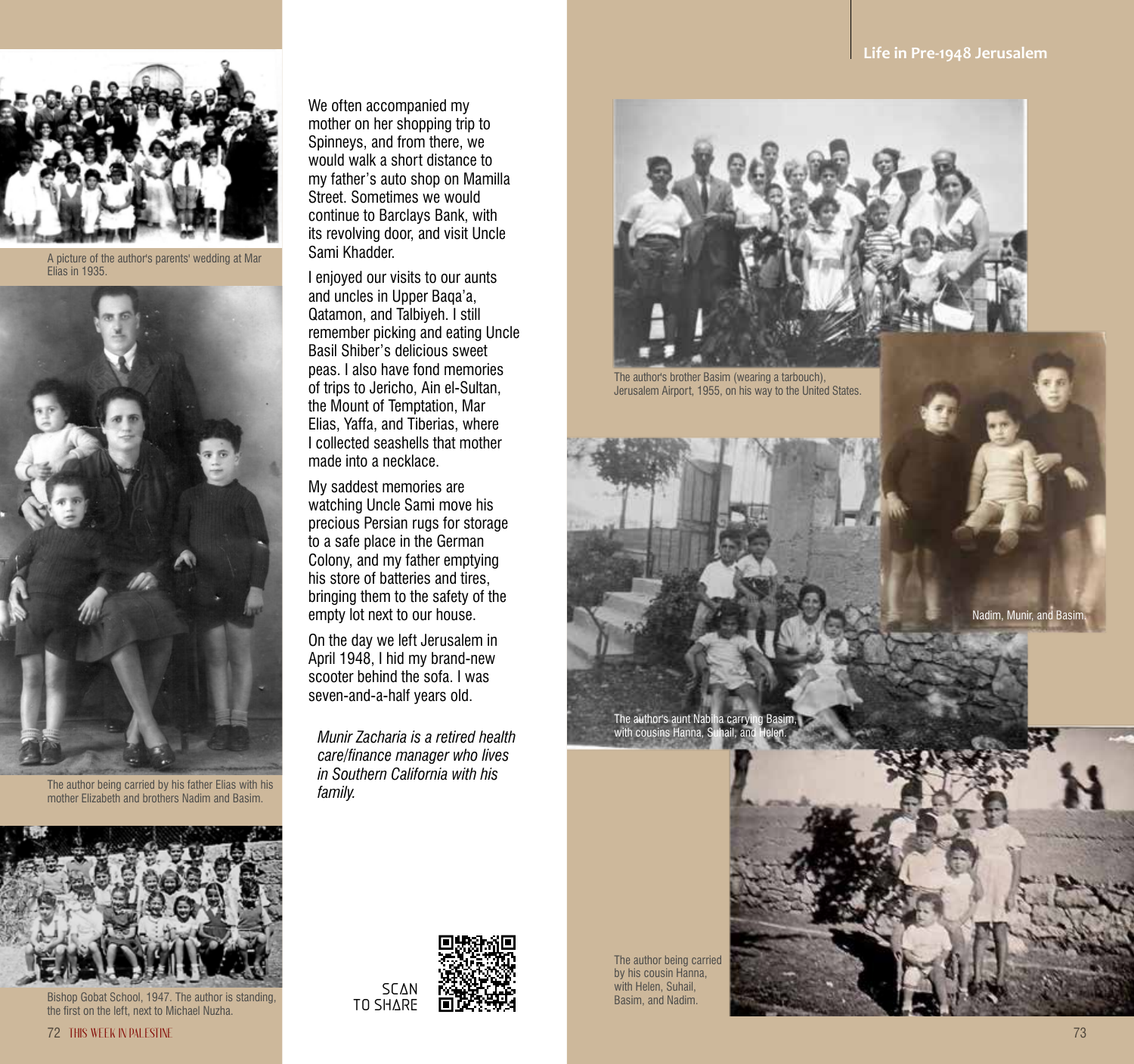A picture of the author's parents' wedding at Mar Elias in 1935.

The author being carried by his father Elias with his mother Elizabeth and brothers Nadim and Basim.

Bishop Gobat School, 1947. The author is standing, the first on the left, next to Michael Nuzha.

We often accompanied my mother on her shopping trip to Spinneys, and from there, we would walk a short distance to my father's auto shop on Mamilla Street. Sometimes we would continue to Barclays Bank, with its revolving door, and visit Uncle Sami Khadder.

I enjoyed our visits to our aunts and uncles in Upper Baqa'a, Qatamon, and Talbiyeh. I still remember picking and eating Uncle Basil Shiber's delicious sweet peas. I also have fond memories of trips to Jericho, Ain el-Sultan, the Mount of Temptation, Mar Elias, Yaffa, and Tiberias, where I collected seashells that mother made into a necklace.

My saddest memories are watching Uncle Sami move his precious Persian rugs for storage to a safe place in the German Colony, and my father emptying his store of batteries and tires, bringing them to the safety of the empty lot next to our house.

On the day we left Jerusalem in April 1948, I hid my brand-new scooter behind the sofa. I was seven-and-a-half years old.

*Munir Zacharia is a retired health care/finance manager who lives in Southern California with his family.*

SCAN TO SHARE

The author's brother Basim (wearing a tarbouch), Jerusalem Airport, 1955, on his way to the United States.

Nadim, Munir, and Basim.

The author's aunt Nabiha carrying Basim, with cousins Hanna, Suhail, and Helen.

The author being carried by his cousin Hanna, with Helen, Suhail, Basim, and Nadim.